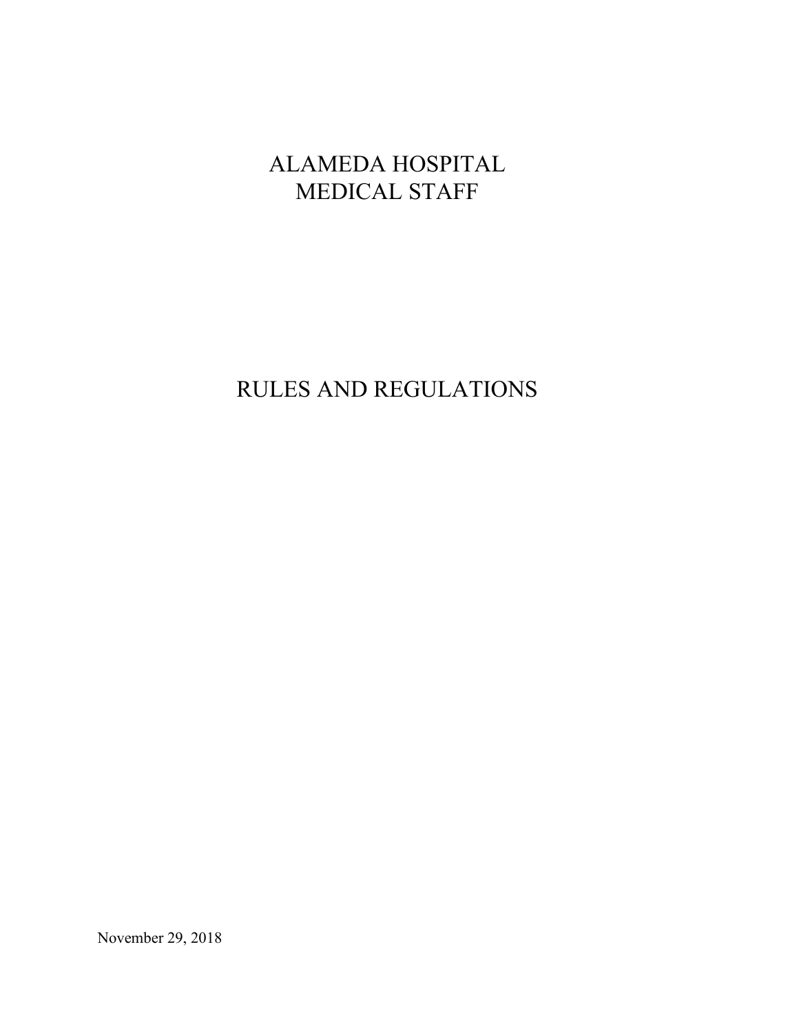# ALAMEDA HOSPITAL
# MEDICAL STAFF

# RULES AND REGULATIONS

November 29, 2018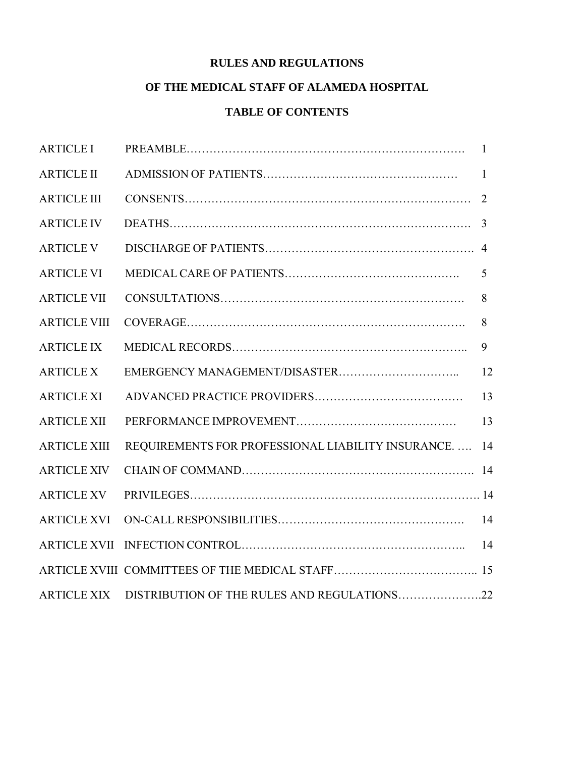# RULES AND REGULATIONS

## OF THE MEDICAL STAFF OF ALAMEDA HOSPITAL

## TABLE OF CONTENTS

| | | |
|---|---|---|
| ARTICLE I | PREAMBLE | 1 |
| ARTICLE II | ADMISSION OF PATIENTS | 1 |
| ARTICLE III | CONSENTS | 2 |
| ARTICLE IV | DEATHS | 3 |
| ARTICLE V | DISCHARGE OF PATIENTS | 4 |
| ARTICLE VI | MEDICAL CARE OF PATIENTS | 5 |
| ARTICLE VII | CONSULTATIONS | 8 |
| ARTICLE VIII | COVERAGE | 8 |
| ARTICLE IX | MEDICAL RECORDS | 9 |
| ARTICLE X | EMERGENCY MANAGEMENT/DISASTER | 12 |
| ARTICLE XI | ADVANCED PRACTICE PROVIDERS | 13 |
| ARTICLE XII | PERFORMANCE IMPROVEMENT | 13 |
| ARTICLE XIII | REQUIREMENTS FOR PROFESSIONAL LIABILITY INSURANCE. | 14 |
| ARTICLE XIV | CHAIN OF COMMAND | 14 |
| ARTICLE XV | PRIVILEGES | 14 |
| ARTICLE XVI | ON-CALL RESPONSIBILITIES | 14 |
| ARTICLE XVII | INFECTION CONTROL | 14 |
| ARTICLE XVIII | COMMITTEES OF THE MEDICAL STAFF | 15 |
| ARTICLE XIX | DISTRIBUTION OF THE RULES AND REGULATIONS | 22 |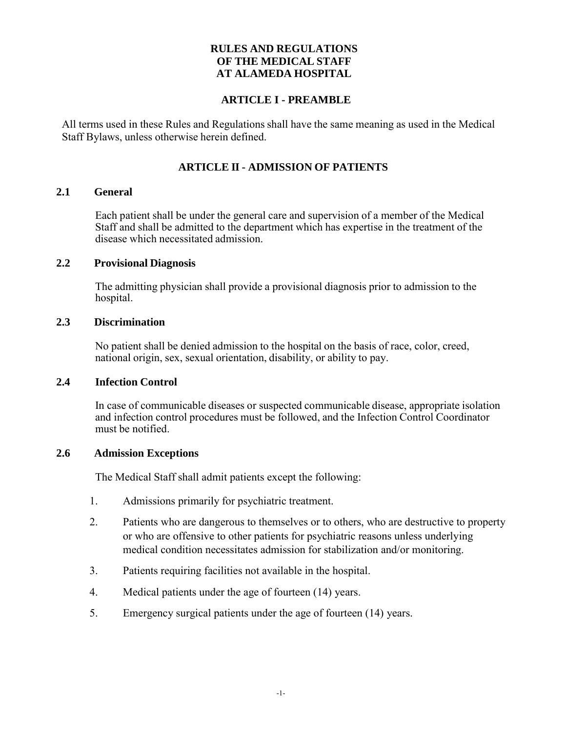# RULES AND REGULATIONS OF THE MEDICAL STAFF AT ALAMEDA HOSPITAL

## ARTICLE I - PREAMBLE

All terms used in these Rules and Regulations shall have the same meaning as used in the Medical Staff Bylaws, unless otherwise herein defined.

## ARTICLE II - ADMISSION OF PATIENTS

### 2.1 General

Each patient shall be under the general care and supervision of a member of the Medical Staff and shall be admitted to the department which has expertise in the treatment of the disease which necessitated admission.

### 2.2 Provisional Diagnosis

The admitting physician shall provide a provisional diagnosis prior to admission to the hospital.

### 2.3 Discrimination

No patient shall be denied admission to the hospital on the basis of race, color, creed, national origin, sex, sexual orientation, disability, or ability to pay.

### 2.4 Infection Control

In case of communicable diseases or suspected communicable disease, appropriate isolation and infection control procedures must be followed, and the Infection Control Coordinator must be notified.

### 2.6 Admission Exceptions

The Medical Staff shall admit patients except the following:

1. Admissions primarily for psychiatric treatment.
2. Patients who are dangerous to themselves or to others, who are destructive to property or who are offensive to other patients for psychiatric reasons unless underlying medical condition necessitates admission for stabilization and/or monitoring.
3. Patients requiring facilities not available in the hospital.
4. Medical patients under the age of fourteen (14) years.
5. Emergency surgical patients under the age of fourteen (14) years.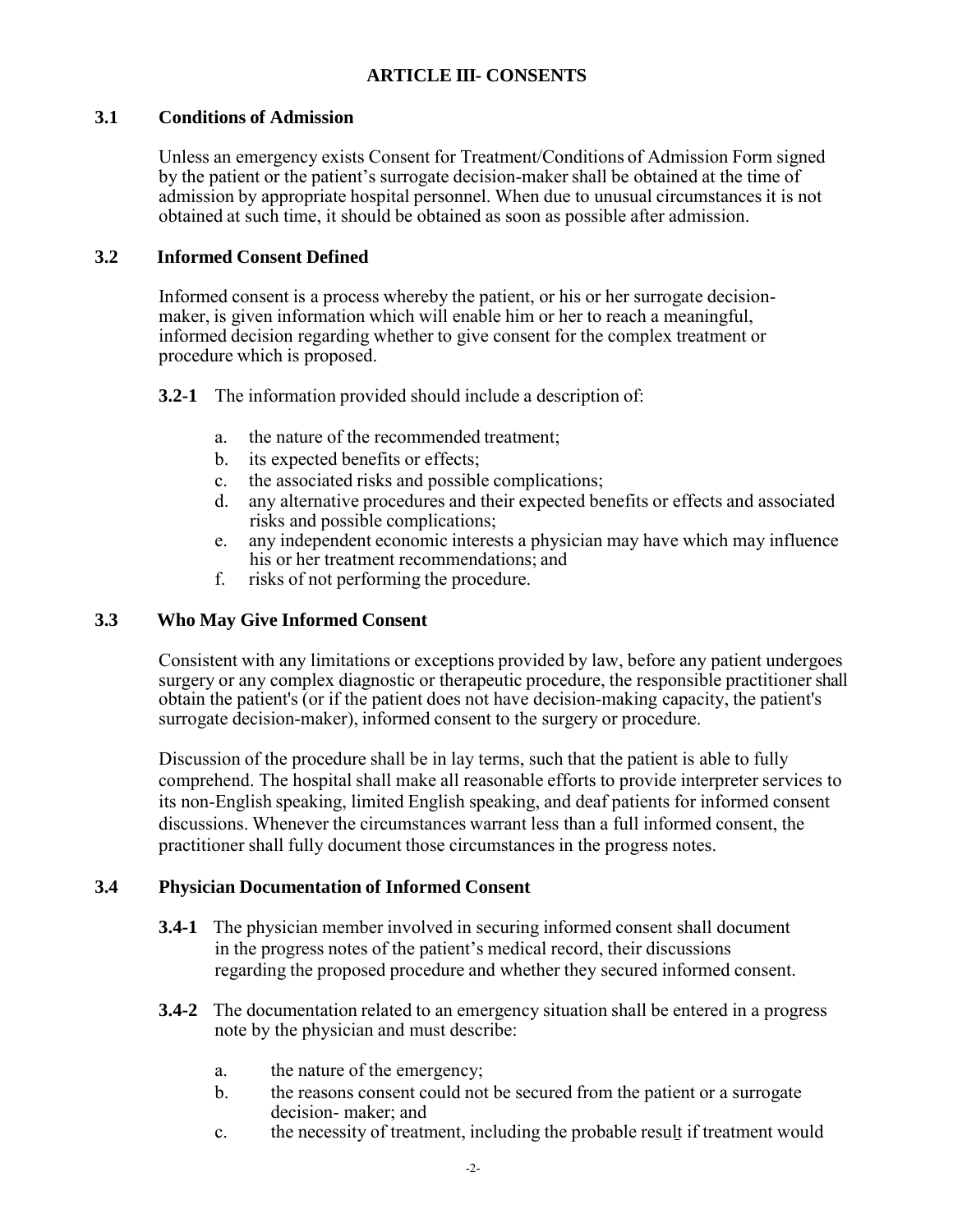## ARTICLE III- CONSENTS

### 3.1 Conditions of Admission

Unless an emergency exists Consent for Treatment/Conditions of Admission Form signed by the patient or the patient's surrogate decision-maker shall be obtained at the time of admission by appropriate hospital personnel. When due to unusual circumstances it is not obtained at such time, it should be obtained as soon as possible after admission.

### 3.2 Informed Consent Defined

Informed consent is a process whereby the patient, or his or her surrogate decision-maker, is given information which will enable him or her to reach a meaningful, informed decision regarding whether to give consent for the complex treatment or procedure which is proposed.

**3.2-1** The information provided should include a description of:

a. the nature of the recommended treatment;
b. its expected benefits or effects;
c. the associated risks and possible complications;
d. any alternative procedures and their expected benefits or effects and associated risks and possible complications;
e. any independent economic interests a physician may have which may influence his or her treatment recommendations; and
f. risks of not performing the procedure.

### 3.3 Who May Give Informed Consent

Consistent with any limitations or exceptions provided by law, before any patient undergoes surgery or any complex diagnostic or therapeutic procedure, the responsible practitioner shall obtain the patient's (or if the patient does not have decision-making capacity, the patient's surrogate decision-maker), informed consent to the surgery or procedure.

Discussion of the procedure shall be in lay terms, such that the patient is able to fully comprehend. The hospital shall make all reasonable efforts to provide interpreter services to its non-English speaking, limited English speaking, and deaf patients for informed consent discussions. Whenever the circumstances warrant less than a full informed consent, the practitioner shall fully document those circumstances in the progress notes.

### 3.4 Physician Documentation of Informed Consent

**3.4-1** The physician member involved in securing informed consent shall document in the progress notes of the patient's medical record, their discussions regarding the proposed procedure and whether they secured informed consent.

**3.4-2** The documentation related to an emergency situation shall be entered in a progress note by the physician and must describe:

a. the nature of the emergency;
b. the reasons consent could not be secured from the patient or a surrogate decision- maker; and
c. the necessity of treatment, including the probable result if treatment would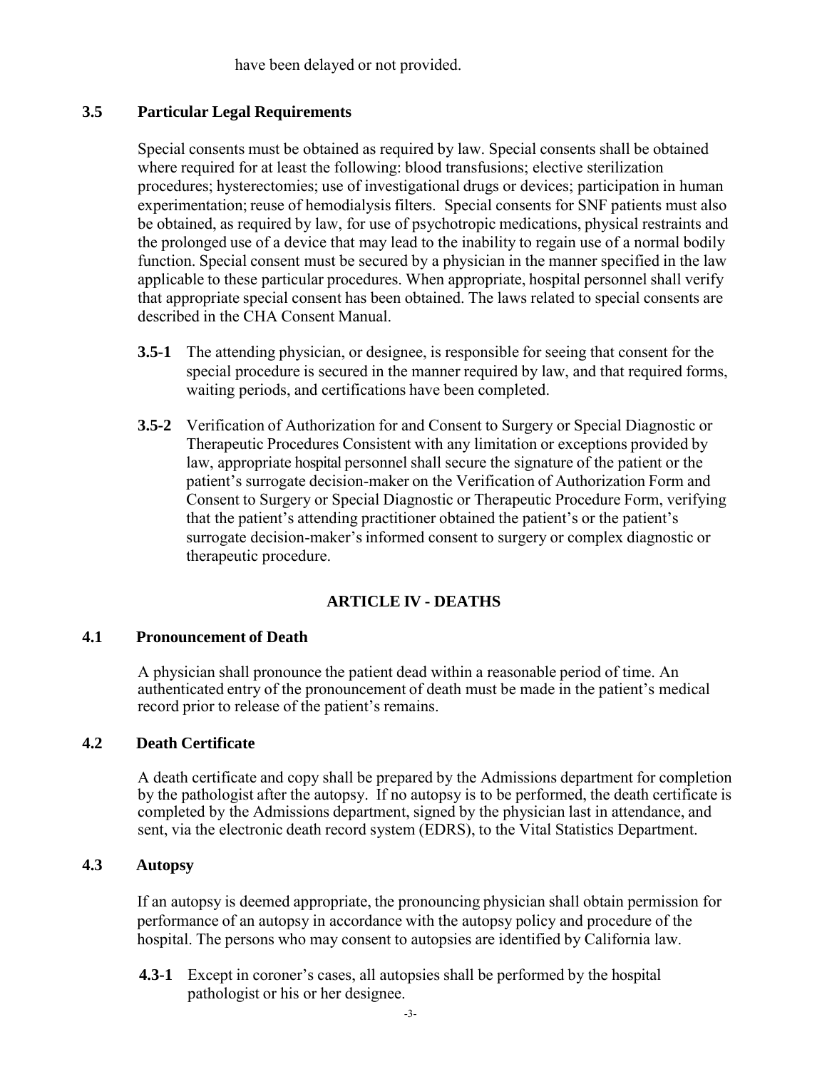have been delayed or not provided.

### 3.5 Particular Legal Requirements

Special consents must be obtained as required by law. Special consents shall be obtained where required for at least the following: blood transfusions; elective sterilization procedures; hysterectomies; use of investigational drugs or devices; participation in human experimentation; reuse of hemodialysis filters. Special consents for SNF patients must also be obtained, as required by law, for use of psychotropic medications, physical restraints and the prolonged use of a device that may lead to the inability to regain use of a normal bodily function. Special consent must be secured by a physician in the manner specified in the law applicable to these particular procedures. When appropriate, hospital personnel shall verify that appropriate special consent has been obtained. The laws related to special consents are described in the CHA Consent Manual.

**3.5-1** The attending physician, or designee, is responsible for seeing that consent for the special procedure is secured in the manner required by law, and that required forms, waiting periods, and certifications have been completed.

**3.5-2** Verification of Authorization for and Consent to Surgery or Special Diagnostic or Therapeutic Procedures Consistent with any limitation or exceptions provided by law, appropriate hospital personnel shall secure the signature of the patient or the patient's surrogate decision-maker on the Verification of Authorization Form and Consent to Surgery or Special Diagnostic or Therapeutic Procedure Form, verifying that the patient's attending practitioner obtained the patient's or the patient's surrogate decision-maker's informed consent to surgery or complex diagnostic or therapeutic procedure.

## ARTICLE IV - DEATHS

### 4.1 Pronouncement of Death

A physician shall pronounce the patient dead within a reasonable period of time. An authenticated entry of the pronouncement of death must be made in the patient's medical record prior to release of the patient's remains.

### 4.2 Death Certificate

A death certificate and copy shall be prepared by the Admissions department for completion by the pathologist after the autopsy. If no autopsy is to be performed, the death certificate is completed by the Admissions department, signed by the physician last in attendance, and sent, via the electronic death record system (EDRS), to the Vital Statistics Department.

### 4.3 Autopsy

If an autopsy is deemed appropriate, the pronouncing physician shall obtain permission for performance of an autopsy in accordance with the autopsy policy and procedure of the hospital. The persons who may consent to autopsies are identified by California law.

**4.3-1** Except in coroner's cases, all autopsies shall be performed by the hospital pathologist or his or her designee.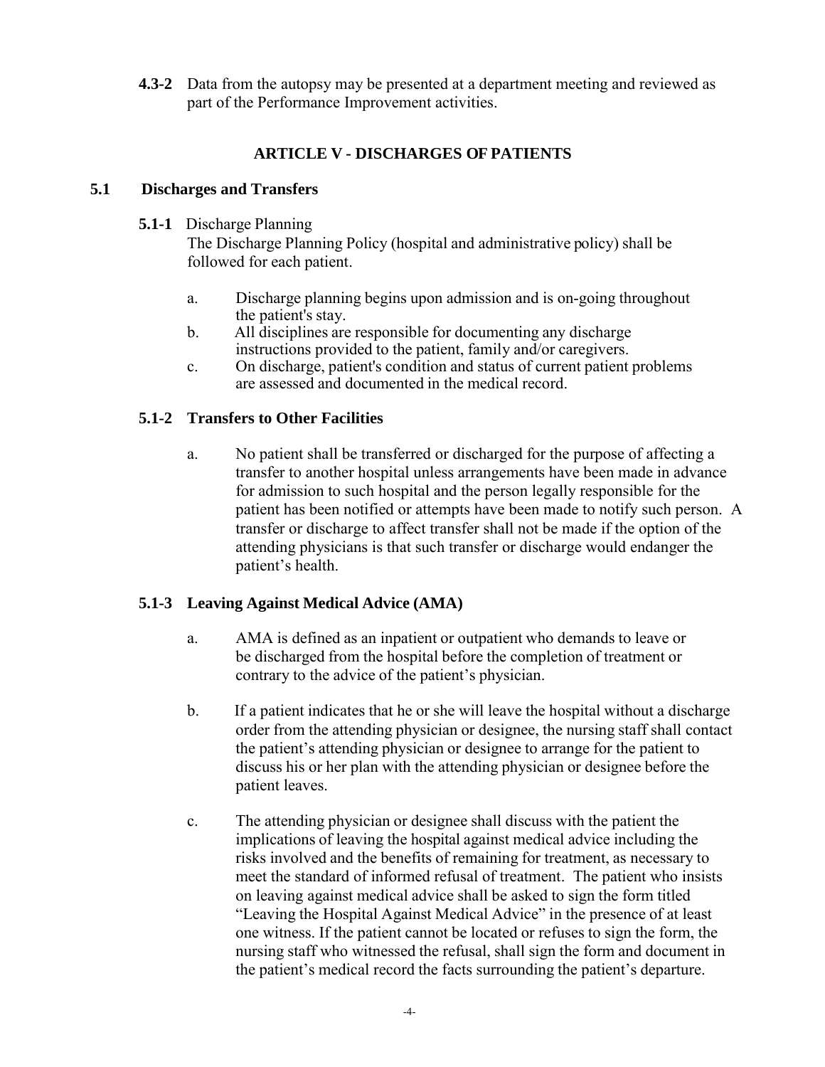**4.3-2** Data from the autopsy may be presented at a department meeting and reviewed as part of the Performance Improvement activities.

## ARTICLE V - DISCHARGES OF PATIENTS

### 5.1 Discharges and Transfers

**5.1-1** Discharge Planning

The Discharge Planning Policy (hospital and administrative policy) shall be followed for each patient.

a. Discharge planning begins upon admission and is on-going throughout the patient's stay.

b. All disciplines are responsible for documenting any discharge instructions provided to the patient, family and/or caregivers.

c. On discharge, patient's condition and status of current patient problems are assessed and documented in the medical record.

#### 5.1-2 Transfers to Other Facilities

a. No patient shall be transferred or discharged for the purpose of affecting a transfer to another hospital unless arrangements have been made in advance for admission to such hospital and the person legally responsible for the patient has been notified or attempts have been made to notify such person. A transfer or discharge to affect transfer shall not be made if the option of the attending physicians is that such transfer or discharge would endanger the patient's health.

#### 5.1-3 Leaving Against Medical Advice (AMA)

a. AMA is defined as an inpatient or outpatient who demands to leave or be discharged from the hospital before the completion of treatment or contrary to the advice of the patient's physician.

b. If a patient indicates that he or she will leave the hospital without a discharge order from the attending physician or designee, the nursing staff shall contact the patient's attending physician or designee to arrange for the patient to discuss his or her plan with the attending physician or designee before the patient leaves.

c. The attending physician or designee shall discuss with the patient the implications of leaving the hospital against medical advice including the risks involved and the benefits of remaining for treatment, as necessary to meet the standard of informed refusal of treatment. The patient who insists on leaving against medical advice shall be asked to sign the form titled "Leaving the Hospital Against Medical Advice" in the presence of at least one witness. If the patient cannot be located or refuses to sign the form, the nursing staff who witnessed the refusal, shall sign the form and document in the patient's medical record the facts surrounding the patient's departure.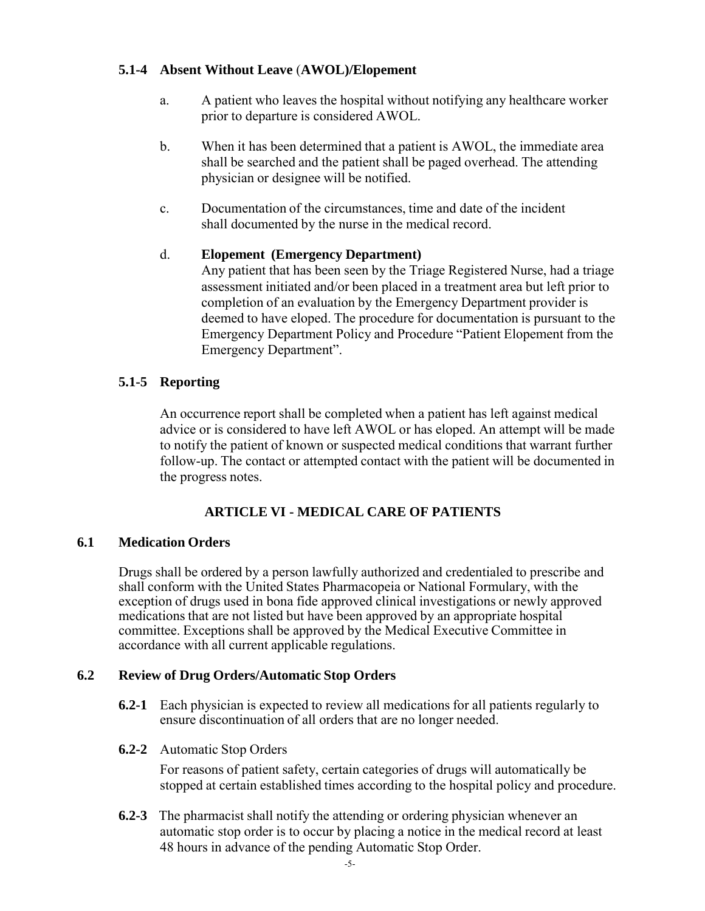### 5.1-4 Absent Without Leave (AWOL)/Elopement

a. A patient who leaves the hospital without notifying any healthcare worker prior to departure is considered AWOL.

b. When it has been determined that a patient is AWOL, the immediate area shall be searched and the patient shall be paged overhead. The attending physician or designee will be notified.

c. Documentation of the circumstances, time and date of the incident shall documented by the nurse in the medical record.

d. **Elopement (Emergency Department)**
Any patient that has been seen by the Triage Registered Nurse, had a triage assessment initiated and/or been placed in a treatment area but left prior to completion of an evaluation by the Emergency Department provider is deemed to have eloped. The procedure for documentation is pursuant to the Emergency Department Policy and Procedure "Patient Elopement from the Emergency Department".

### 5.1-5 Reporting

An occurrence report shall be completed when a patient has left against medical advice or is considered to have left AWOL or has eloped. An attempt will be made to notify the patient of known or suspected medical conditions that warrant further follow-up. The contact or attempted contact with the patient will be documented in the progress notes.

## ARTICLE VI - MEDICAL CARE OF PATIENTS

### 6.1 Medication Orders

Drugs shall be ordered by a person lawfully authorized and credentialed to prescribe and shall conform with the United States Pharmacopeia or National Formulary, with the exception of drugs used in bona fide approved clinical investigations or newly approved medications that are not listed but have been approved by an appropriate hospital committee. Exceptions shall be approved by the Medical Executive Committee in accordance with all current applicable regulations.

### 6.2 Review of Drug Orders/Automatic Stop Orders

**6.2-1** Each physician is expected to review all medications for all patients regularly to ensure discontinuation of all orders that are no longer needed.

**6.2-2** Automatic Stop Orders

For reasons of patient safety, certain categories of drugs will automatically be stopped at certain established times according to the hospital policy and procedure.

**6.2-3** The pharmacist shall notify the attending or ordering physician whenever an automatic stop order is to occur by placing a notice in the medical record at least 48 hours in advance of the pending Automatic Stop Order.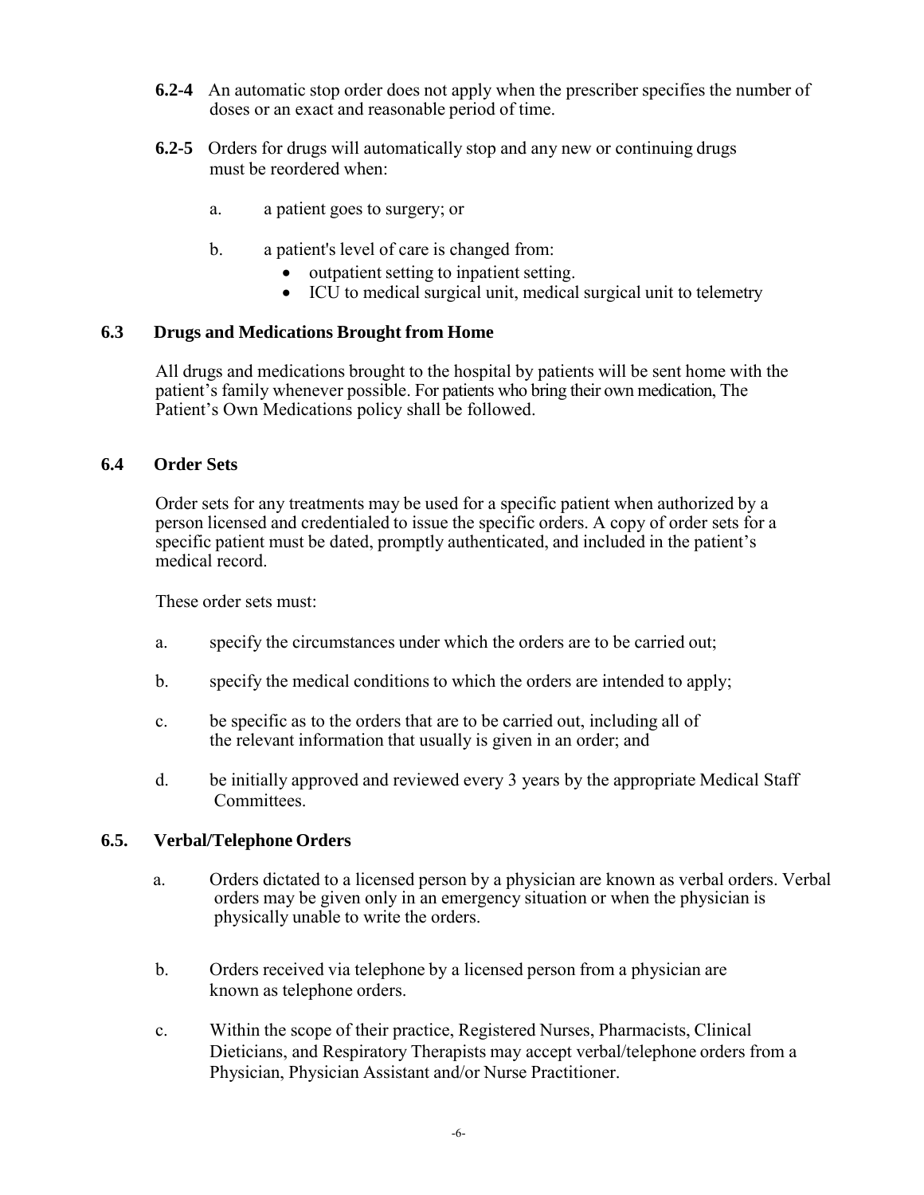**6.2-4** An automatic stop order does not apply when the prescriber specifies the number of doses or an exact and reasonable period of time.

**6.2-5** Orders for drugs will automatically stop and any new or continuing drugs must be reordered when:

a. a patient goes to surgery; or

b. a patient's level of care is changed from:
   - outpatient setting to inpatient setting.
   - ICU to medical surgical unit, medical surgical unit to telemetry

### 6.3 Drugs and Medications Brought from Home

All drugs and medications brought to the hospital by patients will be sent home with the patient's family whenever possible. For patients who bring their own medication, The Patient's Own Medications policy shall be followed.

### 6.4 Order Sets

Order sets for any treatments may be used for a specific patient when authorized by a person licensed and credentialed to issue the specific orders. A copy of order sets for a specific patient must be dated, promptly authenticated, and included in the patient's medical record.

These order sets must:

a. specify the circumstances under which the orders are to be carried out;

b. specify the medical conditions to which the orders are intended to apply;

c. be specific as to the orders that are to be carried out, including all of the relevant information that usually is given in an order; and

d. be initially approved and reviewed every 3 years by the appropriate Medical Staff Committees.

### 6.5. Verbal/Telephone Orders

a. Orders dictated to a licensed person by a physician are known as verbal orders. Verbal orders may be given only in an emergency situation or when the physician is physically unable to write the orders.

b. Orders received via telephone by a licensed person from a physician are known as telephone orders.

c. Within the scope of their practice, Registered Nurses, Pharmacists, Clinical Dieticians, and Respiratory Therapists may accept verbal/telephone orders from a Physician, Physician Assistant and/or Nurse Practitioner.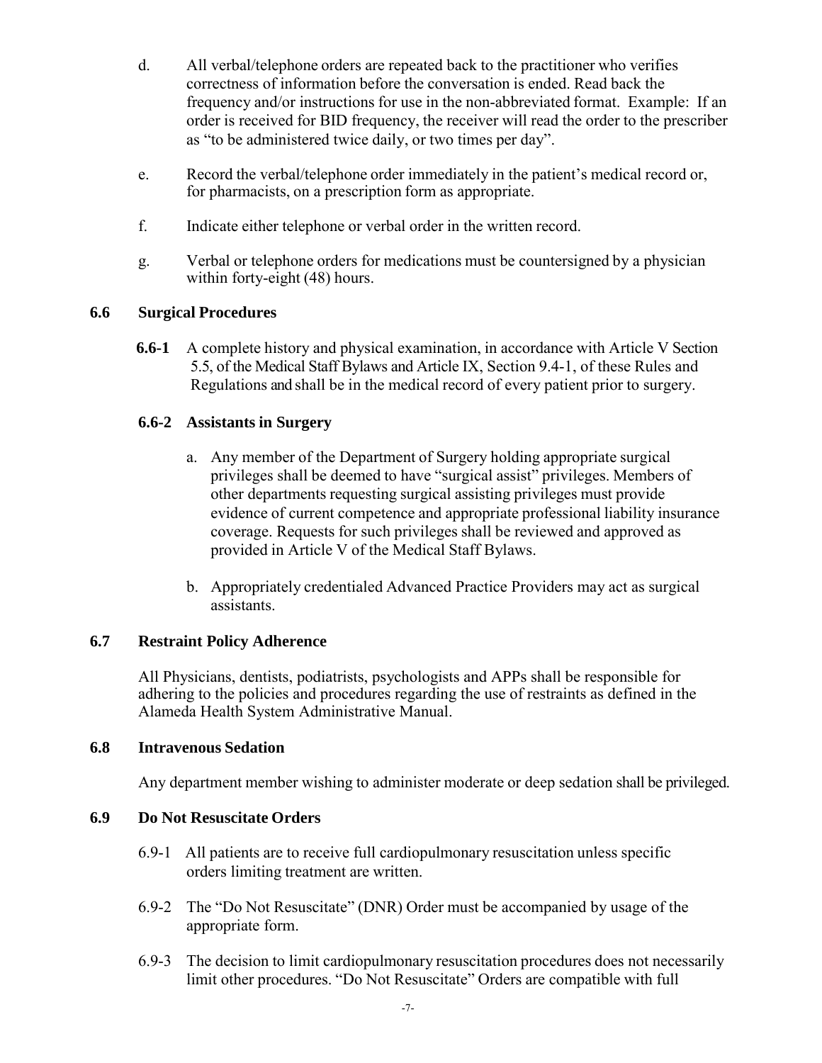d. All verbal/telephone orders are repeated back to the practitioner who verifies correctness of information before the conversation is ended. Read back the frequency and/or instructions for use in the non-abbreviated format. Example: If an order is received for BID frequency, the receiver will read the order to the prescriber as "to be administered twice daily, or two times per day".

e. Record the verbal/telephone order immediately in the patient's medical record or, for pharmacists, on a prescription form as appropriate.

f. Indicate either telephone or verbal order in the written record.

g. Verbal or telephone orders for medications must be countersigned by a physician within forty-eight (48) hours.

### 6.6 Surgical Procedures

**6.6-1** A complete history and physical examination, in accordance with Article V Section 5.5, of the Medical Staff Bylaws and Article IX, Section 9.4-1, of these Rules and Regulations and shall be in the medical record of every patient prior to surgery.

#### 6.6-2 Assistants in Surgery

a. Any member of the Department of Surgery holding appropriate surgical privileges shall be deemed to have "surgical assist" privileges. Members of other departments requesting surgical assisting privileges must provide evidence of current competence and appropriate professional liability insurance coverage. Requests for such privileges shall be reviewed and approved as provided in Article V of the Medical Staff Bylaws.

b. Appropriately credentialed Advanced Practice Providers may act as surgical assistants.

### 6.7 Restraint Policy Adherence

All Physicians, dentists, podiatrists, psychologists and APPs shall be responsible for adhering to the policies and procedures regarding the use of restraints as defined in the Alameda Health System Administrative Manual.

### 6.8 Intravenous Sedation

Any department member wishing to administer moderate or deep sedation shall be privileged.

### 6.9 Do Not Resuscitate Orders

6.9-1 All patients are to receive full cardiopulmonary resuscitation unless specific orders limiting treatment are written.

6.9-2 The "Do Not Resuscitate" (DNR) Order must be accompanied by usage of the appropriate form.

6.9-3 The decision to limit cardiopulmonary resuscitation procedures does not necessarily limit other procedures. "Do Not Resuscitate" Orders are compatible with full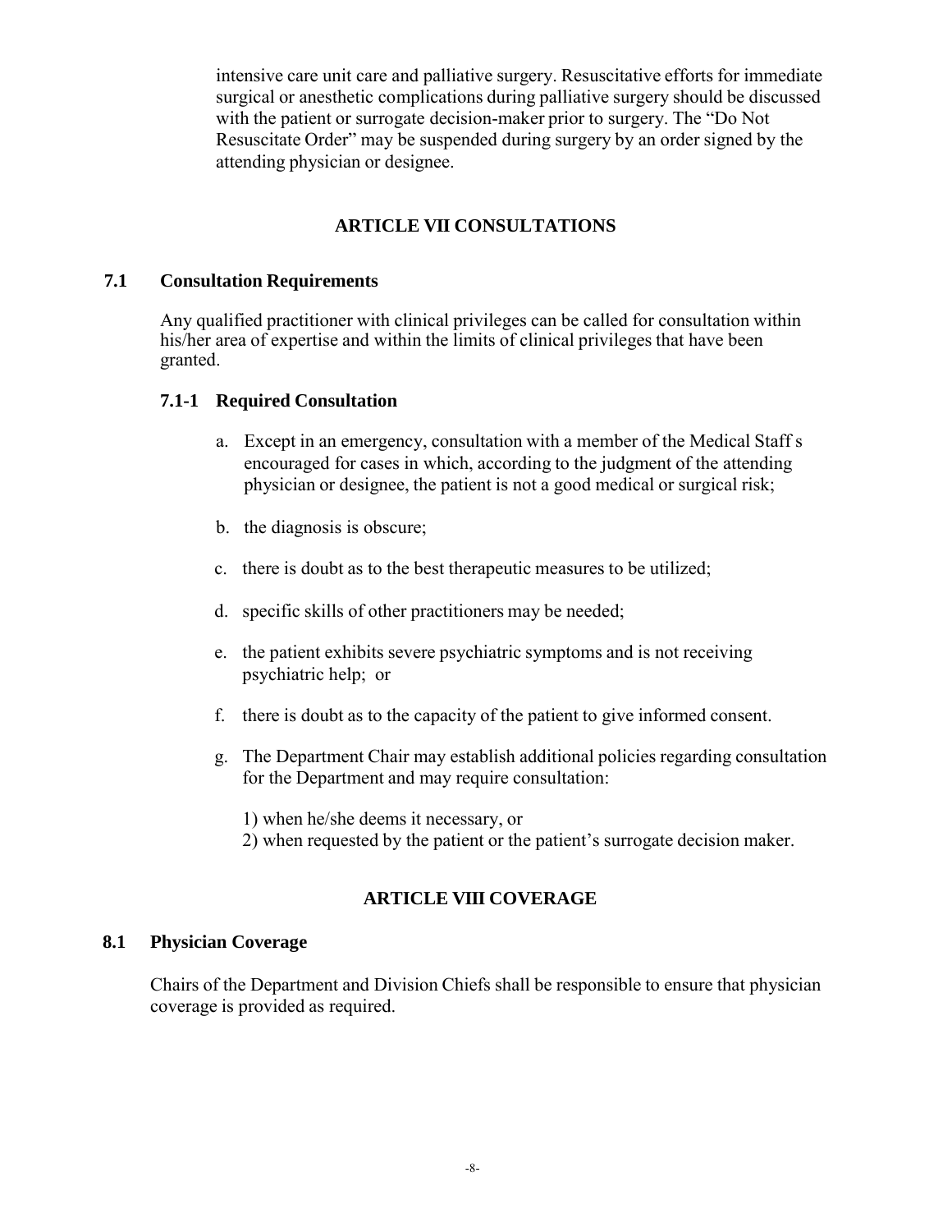intensive care unit care and palliative surgery. Resuscitative efforts for immediate surgical or anesthetic complications during palliative surgery should be discussed with the patient or surrogate decision-maker prior to surgery. The "Do Not Resuscitate Order" may be suspended during surgery by an order signed by the attending physician or designee.

## ARTICLE VII CONSULTATIONS

### 7.1 Consultation Requirements

Any qualified practitioner with clinical privileges can be called for consultation within his/her area of expertise and within the limits of clinical privileges that have been granted.

#### 7.1-1 Required Consultation

a. Except in an emergency, consultation with a member of the Medical Staff s encouraged for cases in which, according to the judgment of the attending physician or designee, the patient is not a good medical or surgical risk;

b. the diagnosis is obscure;

c. there is doubt as to the best therapeutic measures to be utilized;

d. specific skills of other practitioners may be needed;

e. the patient exhibits severe psychiatric symptoms and is not receiving psychiatric help; or

f. there is doubt as to the capacity of the patient to give informed consent.

g. The Department Chair may establish additional policies regarding consultation for the Department and may require consultation:

1) when he/she deems it necessary, or
2) when requested by the patient or the patient's surrogate decision maker.

## ARTICLE VIII COVERAGE

### 8.1 Physician Coverage

Chairs of the Department and Division Chiefs shall be responsible to ensure that physician coverage is provided as required.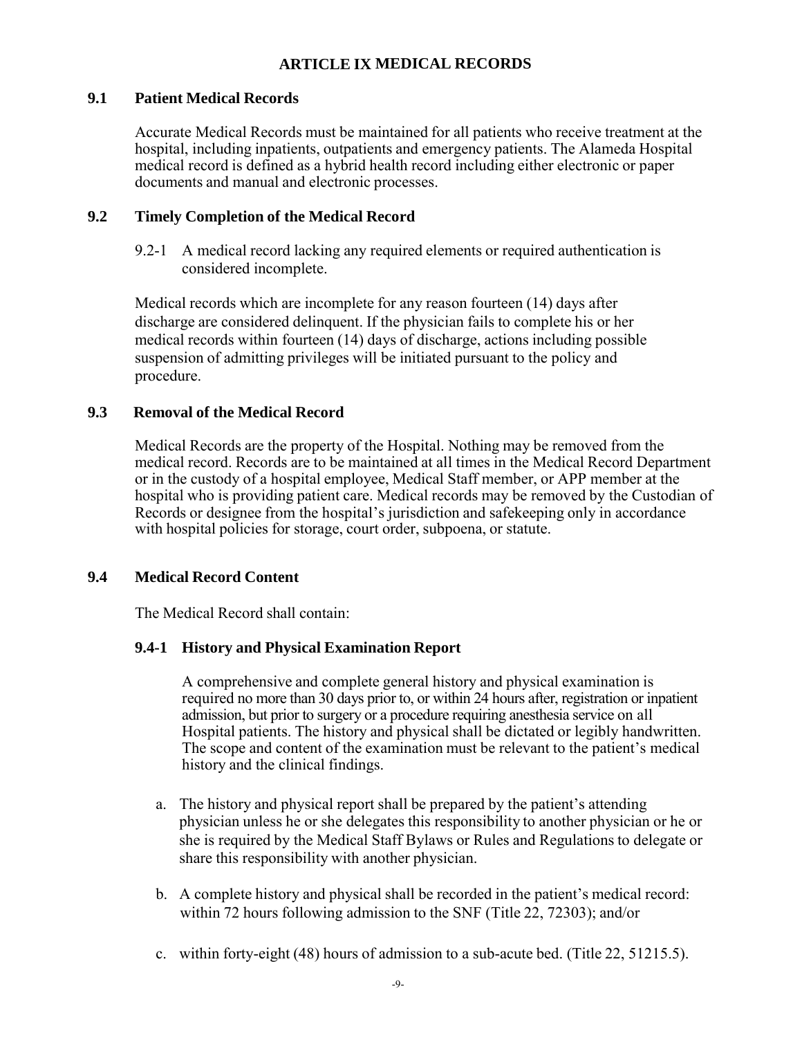## ARTICLE IX MEDICAL RECORDS

### 9.1 Patient Medical Records

Accurate Medical Records must be maintained for all patients who receive treatment at the hospital, including inpatients, outpatients and emergency patients. The Alameda Hospital medical record is defined as a hybrid health record including either electronic or paper documents and manual and electronic processes.

### 9.2 Timely Completion of the Medical Record

9.2-1 A medical record lacking any required elements or required authentication is considered incomplete.

Medical records which are incomplete for any reason fourteen (14) days after discharge are considered delinquent. If the physician fails to complete his or her medical records within fourteen (14) days of discharge, actions including possible suspension of admitting privileges will be initiated pursuant to the policy and procedure.

### 9.3 Removal of the Medical Record

Medical Records are the property of the Hospital. Nothing may be removed from the medical record. Records are to be maintained at all times in the Medical Record Department or in the custody of a hospital employee, Medical Staff member, or APP member at the hospital who is providing patient care. Medical records may be removed by the Custodian of Records or designee from the hospital's jurisdiction and safekeeping only in accordance with hospital policies for storage, court order, subpoena, or statute.

### 9.4 Medical Record Content

The Medical Record shall contain:

#### 9.4-1 History and Physical Examination Report

A comprehensive and complete general history and physical examination is required no more than 30 days prior to, or within 24 hours after, registration or inpatient admission, but prior to surgery or a procedure requiring anesthesia service on all Hospital patients. The history and physical shall be dictated or legibly handwritten. The scope and content of the examination must be relevant to the patient's medical history and the clinical findings.

a. The history and physical report shall be prepared by the patient's attending physician unless he or she delegates this responsibility to another physician or he or she is required by the Medical Staff Bylaws or Rules and Regulations to delegate or share this responsibility with another physician.

b. A complete history and physical shall be recorded in the patient's medical record: within 72 hours following admission to the SNF (Title 22, 72303); and/or

c. within forty-eight (48) hours of admission to a sub-acute bed. (Title 22, 51215.5).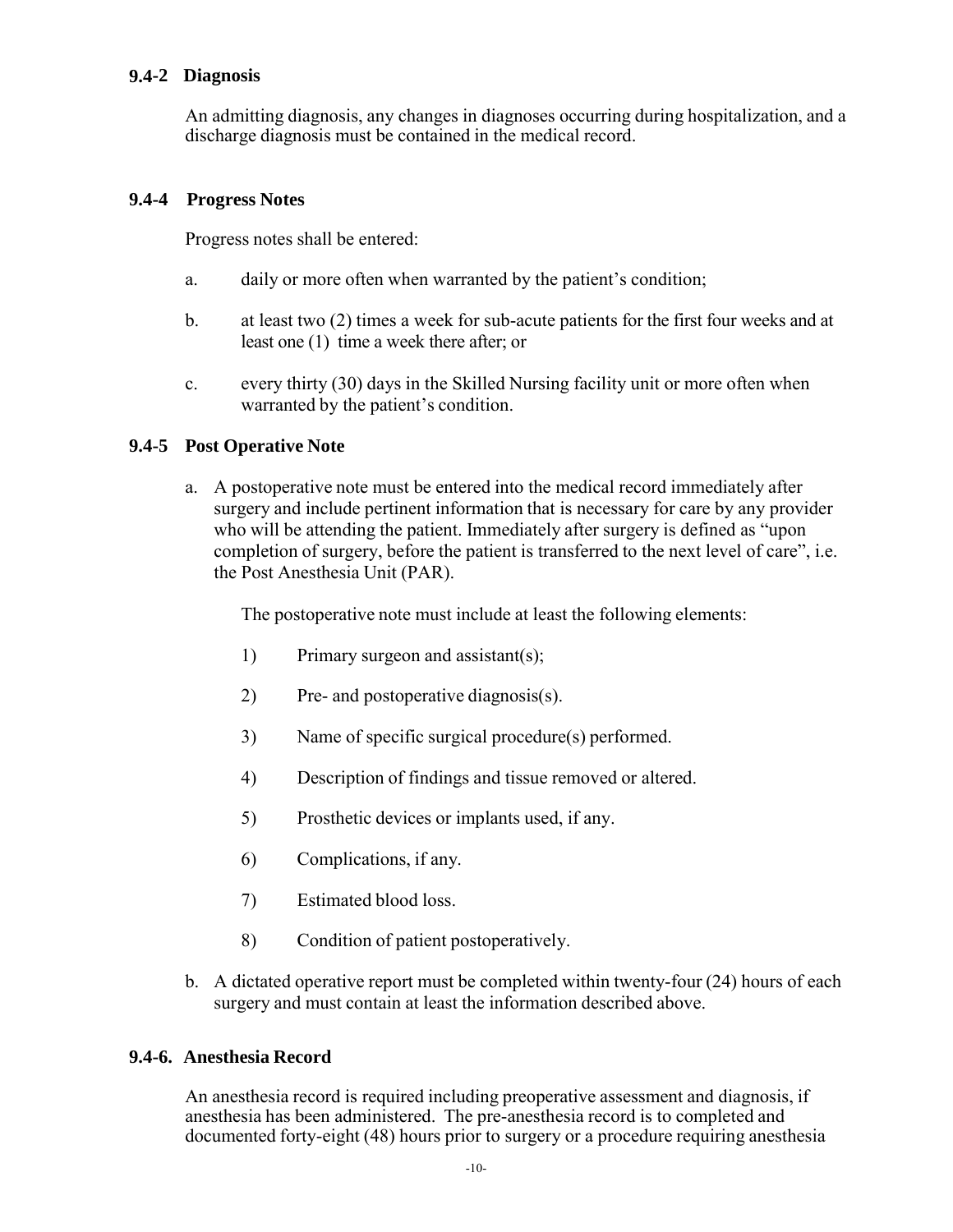### 9.4-2 Diagnosis

An admitting diagnosis, any changes in diagnoses occurring during hospitalization, and a discharge diagnosis must be contained in the medical record.

### 9.4-4 Progress Notes

Progress notes shall be entered:

a. daily or more often when warranted by the patient's condition;

b. at least two (2) times a week for sub-acute patients for the first four weeks and at least one (1) time a week there after; or

c. every thirty (30) days in the Skilled Nursing facility unit or more often when warranted by the patient's condition.

### 9.4-5 Post Operative Note

a. A postoperative note must be entered into the medical record immediately after surgery and include pertinent information that is necessary for care by any provider who will be attending the patient. Immediately after surgery is defined as "upon completion of surgery, before the patient is transferred to the next level of care", i.e. the Post Anesthesia Unit (PAR).

   The postoperative note must include at least the following elements:

   1) Primary surgeon and assistant(s);

   2) Pre- and postoperative diagnosis(s).

   3) Name of specific surgical procedure(s) performed.

   4) Description of findings and tissue removed or altered.

   5) Prosthetic devices or implants used, if any.

   6) Complications, if any.

   7) Estimated blood loss.

   8) Condition of patient postoperatively.

b. A dictated operative report must be completed within twenty-four (24) hours of each surgery and must contain at least the information described above.

### 9.4-6. Anesthesia Record

An anesthesia record is required including preoperative assessment and diagnosis, if anesthesia has been administered. The pre-anesthesia record is to completed and documented forty-eight (48) hours prior to surgery or a procedure requiring anesthesia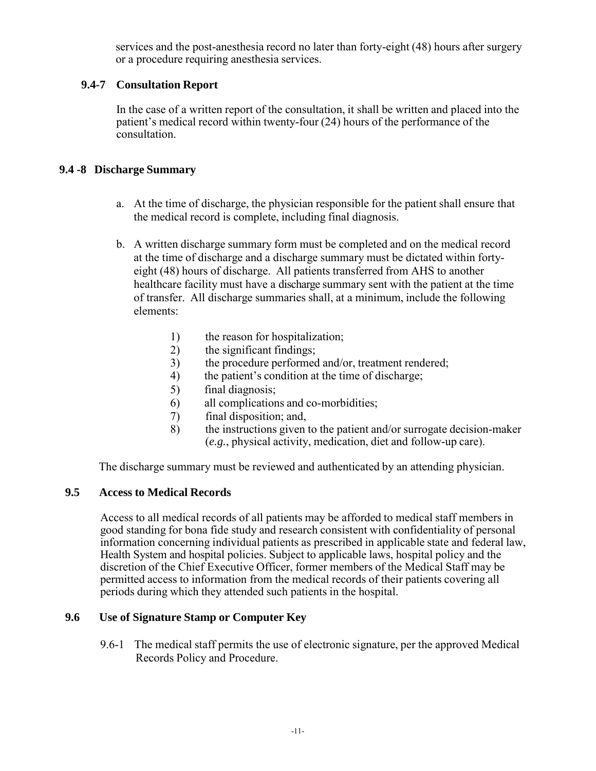services and the post-anesthesia record no later than forty-eight (48) hours after surgery or a procedure requiring anesthesia services.

### 9.4-7 Consultation Report

In the case of a written report of the consultation, it shall be written and placed into the patient's medical record within twenty-four (24) hours of the performance of the consultation.

### 9.4 -8 Discharge Summary

a. At the time of discharge, the physician responsible for the patient shall ensure that the medical record is complete, including final diagnosis.

b. A written discharge summary form must be completed and on the medical record at the time of discharge and a discharge summary must be dictated within forty-eight (48) hours of discharge. All patients transferred from AHS to another healthcare facility must have a discharge summary sent with the patient at the time of transfer. All discharge summaries shall, at a minimum, include the following elements:

   1) the reason for hospitalization;
   2) the significant findings;
   3) the procedure performed and/or, treatment rendered;
   4) the patient's condition at the time of discharge;
   5) final diagnosis;
   6) all complications and co-morbidities;
   7) final disposition; and,
   8) the instructions given to the patient and/or surrogate decision-maker (*e.g.*, physical activity, medication, diet and follow-up care).

The discharge summary must be reviewed and authenticated by an attending physician.

### 9.5 Access to Medical Records

Access to all medical records of all patients may be afforded to medical staff members in good standing for bona fide study and research consistent with confidentiality of personal information concerning individual patients as prescribed in applicable state and federal law, Health System and hospital policies. Subject to applicable laws, hospital policy and the discretion of the Chief Executive Officer, former members of the Medical Staff may be permitted access to information from the medical records of their patients covering all periods during which they attended such patients in the hospital.

### 9.6 Use of Signature Stamp or Computer Key

9.6-1 The medical staff permits the use of electronic signature, per the approved Medical Records Policy and Procedure.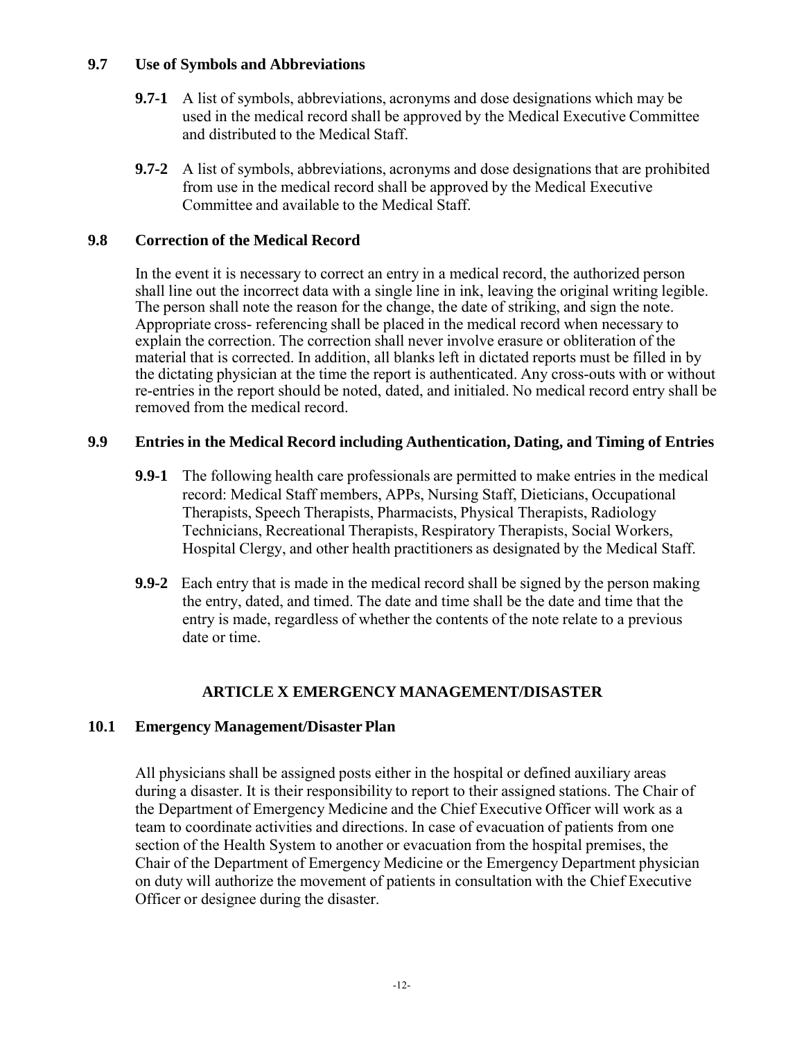### 9.7 Use of Symbols and Abbreviations

**9.7-1** A list of symbols, abbreviations, acronyms and dose designations which may be used in the medical record shall be approved by the Medical Executive Committee and distributed to the Medical Staff.

**9.7-2** A list of symbols, abbreviations, acronyms and dose designations that are prohibited from use in the medical record shall be approved by the Medical Executive Committee and available to the Medical Staff.

### 9.8 Correction of the Medical Record

In the event it is necessary to correct an entry in a medical record, the authorized person shall line out the incorrect data with a single line in ink, leaving the original writing legible. The person shall note the reason for the change, the date of striking, and sign the note. Appropriate cross- referencing shall be placed in the medical record when necessary to explain the correction. The correction shall never involve erasure or obliteration of the material that is corrected. In addition, all blanks left in dictated reports must be filled in by the dictating physician at the time the report is authenticated. Any cross-outs with or without re-entries in the report should be noted, dated, and initialed. No medical record entry shall be removed from the medical record.

### 9.9 Entries in the Medical Record including Authentication, Dating, and Timing of Entries

**9.9-1** The following health care professionals are permitted to make entries in the medical record: Medical Staff members, APPs, Nursing Staff, Dieticians, Occupational Therapists, Speech Therapists, Pharmacists, Physical Therapists, Radiology Technicians, Recreational Therapists, Respiratory Therapists, Social Workers, Hospital Clergy, and other health practitioners as designated by the Medical Staff.

**9.9-2** Each entry that is made in the medical record shall be signed by the person making the entry, dated, and timed. The date and time shall be the date and time that the entry is made, regardless of whether the contents of the note relate to a previous date or time.

## ARTICLE X EMERGENCY MANAGEMENT/DISASTER

### 10.1 Emergency Management/Disaster Plan

All physicians shall be assigned posts either in the hospital or defined auxiliary areas during a disaster. It is their responsibility to report to their assigned stations. The Chair of the Department of Emergency Medicine and the Chief Executive Officer will work as a team to coordinate activities and directions. In case of evacuation of patients from one section of the Health System to another or evacuation from the hospital premises, the Chair of the Department of Emergency Medicine or the Emergency Department physician on duty will authorize the movement of patients in consultation with the Chief Executive Officer or designee during the disaster.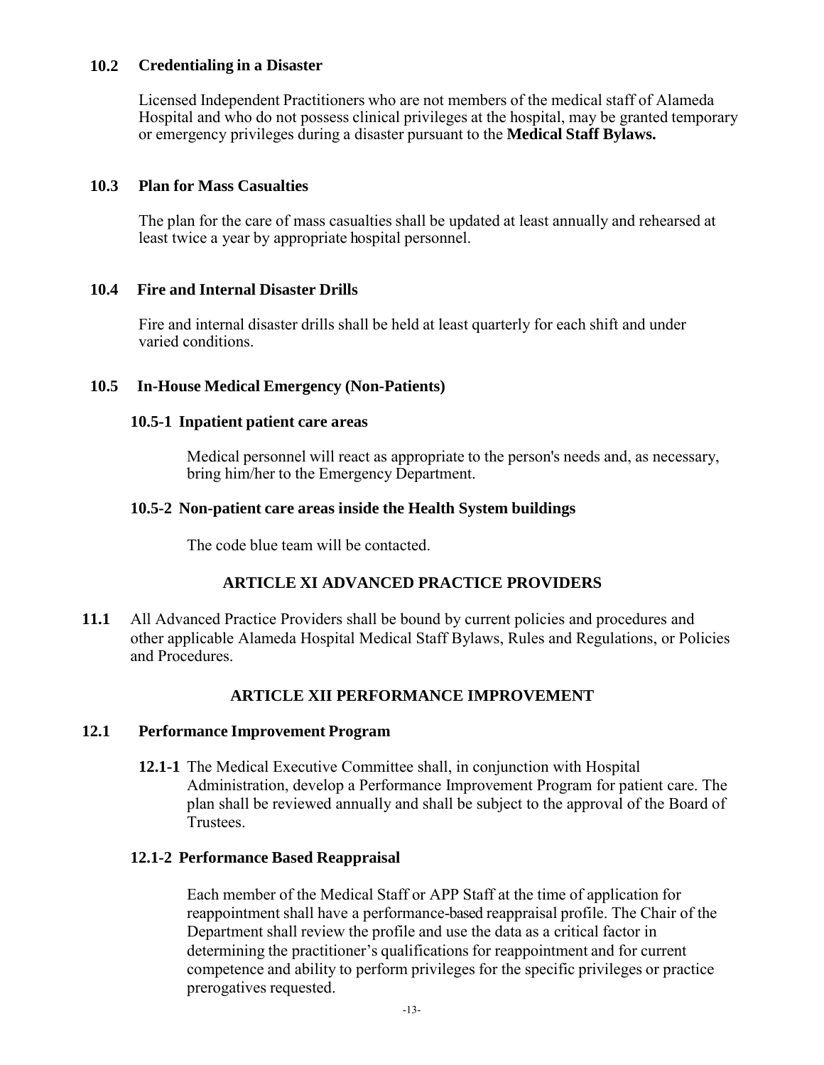### 10.2 Credentialing in a Disaster

Licensed Independent Practitioners who are not members of the medical staff of Alameda Hospital and who do not possess clinical privileges at the hospital, may be granted temporary or emergency privileges during a disaster pursuant to the **Medical Staff Bylaws.**

### 10.3 Plan for Mass Casualties

The plan for the care of mass casualties shall be updated at least annually and rehearsed at least twice a year by appropriate hospital personnel.

### 10.4 Fire and Internal Disaster Drills

Fire and internal disaster drills shall be held at least quarterly for each shift and under varied conditions.

### 10.5 In-House Medical Emergency (Non-Patients)

#### 10.5-1 Inpatient patient care areas

Medical personnel will react as appropriate to the person's needs and, as necessary, bring him/her to the Emergency Department.

#### 10.5-2 Non-patient care areas inside the Health System buildings

The code blue team will be contacted.

## ARTICLE XI ADVANCED PRACTICE PROVIDERS

**11.1** All Advanced Practice Providers shall be bound by current policies and procedures and other applicable Alameda Hospital Medical Staff Bylaws, Rules and Regulations, or Policies and Procedures.

## ARTICLE XII PERFORMANCE IMPROVEMENT

### 12.1 Performance Improvement Program

**12.1-1** The Medical Executive Committee shall, in conjunction with Hospital Administration, develop a Performance Improvement Program for patient care. The plan shall be reviewed annually and shall be subject to the approval of the Board of Trustees.

#### 12.1-2 Performance Based Reappraisal

Each member of the Medical Staff or APP Staff at the time of application for reappointment shall have a performance-based reappraisal profile. The Chair of the Department shall review the profile and use the data as a critical factor in determining the practitioner's qualifications for reappointment and for current competence and ability to perform privileges for the specific privileges or practice prerogatives requested.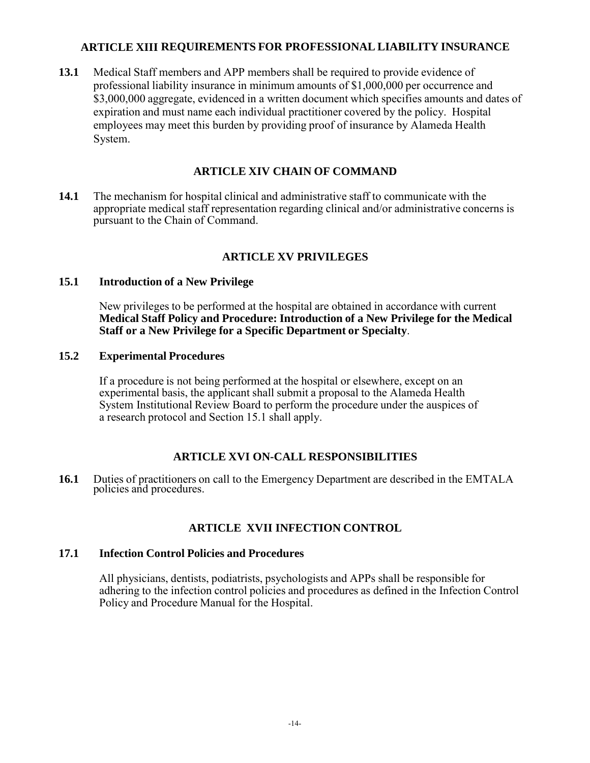## ARTICLE XIII REQUIREMENTS FOR PROFESSIONAL LIABILITY INSURANCE

**13.1** Medical Staff members and APP members shall be required to provide evidence of professional liability insurance in minimum amounts of $1,000,000 per occurrence and $3,000,000 aggregate, evidenced in a written document which specifies amounts and dates of expiration and must name each individual practitioner covered by the policy. Hospital employees may meet this burden by providing proof of insurance by Alameda Health System.

## ARTICLE XIV CHAIN OF COMMAND

**14.1** The mechanism for hospital clinical and administrative staff to communicate with the appropriate medical staff representation regarding clinical and/or administrative concerns is pursuant to the Chain of Command.

## ARTICLE XV PRIVILEGES

### 15.1 Introduction of a New Privilege

New privileges to be performed at the hospital are obtained in accordance with current **Medical Staff Policy and Procedure: Introduction of a New Privilege for the Medical Staff or a New Privilege for a Specific Department or Specialty**.

### 15.2 Experimental Procedures

If a procedure is not being performed at the hospital or elsewhere, except on an experimental basis, the applicant shall submit a proposal to the Alameda Health System Institutional Review Board to perform the procedure under the auspices of a research protocol and Section 15.1 shall apply.

## ARTICLE XVI ON-CALL RESPONSIBILITIES

**16.1** Duties of practitioners on call to the Emergency Department are described in the EMTALA policies and procedures.

## ARTICLE XVII INFECTION CONTROL

### 17.1 Infection Control Policies and Procedures

All physicians, dentists, podiatrists, psychologists and APPs shall be responsible for adhering to the infection control policies and procedures as defined in the Infection Control Policy and Procedure Manual for the Hospital.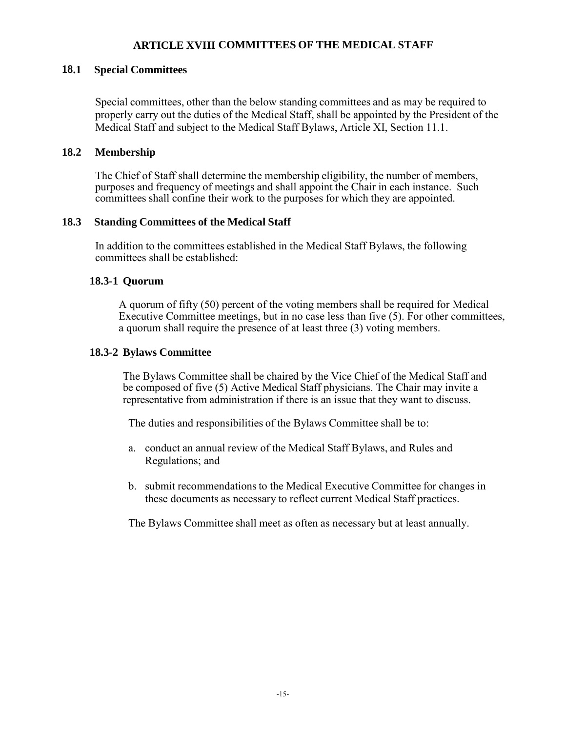## ARTICLE XVIII COMMITTEES OF THE MEDICAL STAFF

### 18.1 Special Committees

Special committees, other than the below standing committees and as may be required to properly carry out the duties of the Medical Staff, shall be appointed by the President of the Medical Staff and subject to the Medical Staff Bylaws, Article XI, Section 11.1.

### 18.2 Membership

The Chief of Staff shall determine the membership eligibility, the number of members, purposes and frequency of meetings and shall appoint the Chair in each instance. Such committees shall confine their work to the purposes for which they are appointed.

### 18.3 Standing Committees of the Medical Staff

In addition to the committees established in the Medical Staff Bylaws, the following committees shall be established:

#### 18.3-1 Quorum

A quorum of fifty (50) percent of the voting members shall be required for Medical Executive Committee meetings, but in no case less than five (5). For other committees, a quorum shall require the presence of at least three (3) voting members.

#### 18.3-2 Bylaws Committee

The Bylaws Committee shall be chaired by the Vice Chief of the Medical Staff and be composed of five (5) Active Medical Staff physicians. The Chair may invite a representative from administration if there is an issue that they want to discuss.

The duties and responsibilities of the Bylaws Committee shall be to:

a. conduct an annual review of the Medical Staff Bylaws, and Rules and Regulations; and

b. submit recommendations to the Medical Executive Committee for changes in these documents as necessary to reflect current Medical Staff practices.

The Bylaws Committee shall meet as often as necessary but at least annually.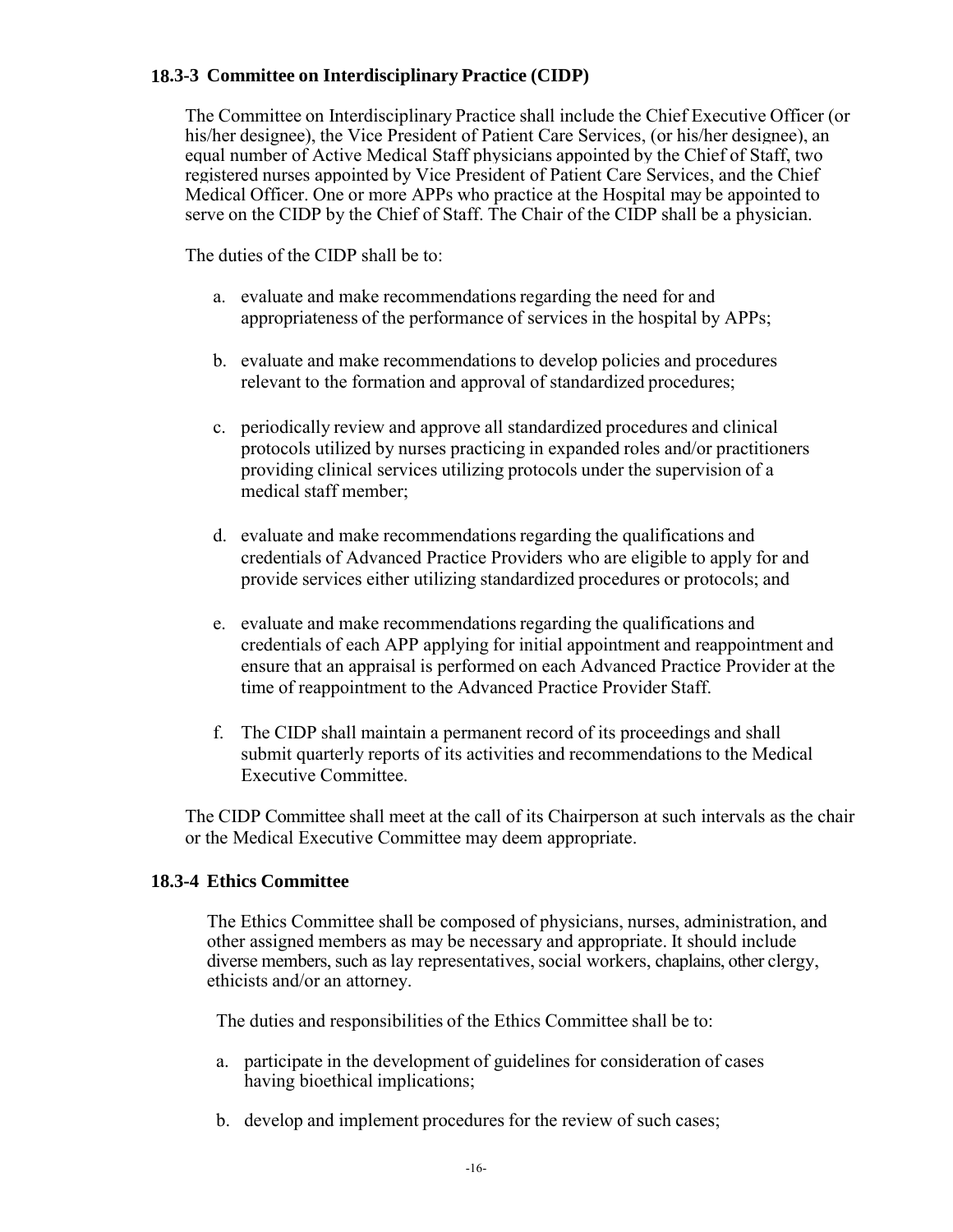### 18.3-3 Committee on Interdisciplinary Practice (CIDP)

The Committee on Interdisciplinary Practice shall include the Chief Executive Officer (or his/her designee), the Vice President of Patient Care Services, (or his/her designee), an equal number of Active Medical Staff physicians appointed by the Chief of Staff, two registered nurses appointed by Vice President of Patient Care Services, and the Chief Medical Officer. One or more APPs who practice at the Hospital may be appointed to serve on the CIDP by the Chief of Staff. The Chair of the CIDP shall be a physician.

The duties of the CIDP shall be to:

a. evaluate and make recommendations regarding the need for and appropriateness of the performance of services in the hospital by APPs;

b. evaluate and make recommendations to develop policies and procedures relevant to the formation and approval of standardized procedures;

c. periodically review and approve all standardized procedures and clinical protocols utilized by nurses practicing in expanded roles and/or practitioners providing clinical services utilizing protocols under the supervision of a medical staff member;

d. evaluate and make recommendations regarding the qualifications and credentials of Advanced Practice Providers who are eligible to apply for and provide services either utilizing standardized procedures or protocols; and

e. evaluate and make recommendations regarding the qualifications and credentials of each APP applying for initial appointment and reappointment and ensure that an appraisal is performed on each Advanced Practice Provider at the time of reappointment to the Advanced Practice Provider Staff.

f. The CIDP shall maintain a permanent record of its proceedings and shall submit quarterly reports of its activities and recommendations to the Medical Executive Committee.

The CIDP Committee shall meet at the call of its Chairperson at such intervals as the chair or the Medical Executive Committee may deem appropriate.

### 18.3-4 Ethics Committee

The Ethics Committee shall be composed of physicians, nurses, administration, and other assigned members as may be necessary and appropriate. It should include diverse members, such as lay representatives, social workers, chaplains, other clergy, ethicists and/or an attorney.

The duties and responsibilities of the Ethics Committee shall be to:

a. participate in the development of guidelines for consideration of cases having bioethical implications;

b. develop and implement procedures for the review of such cases;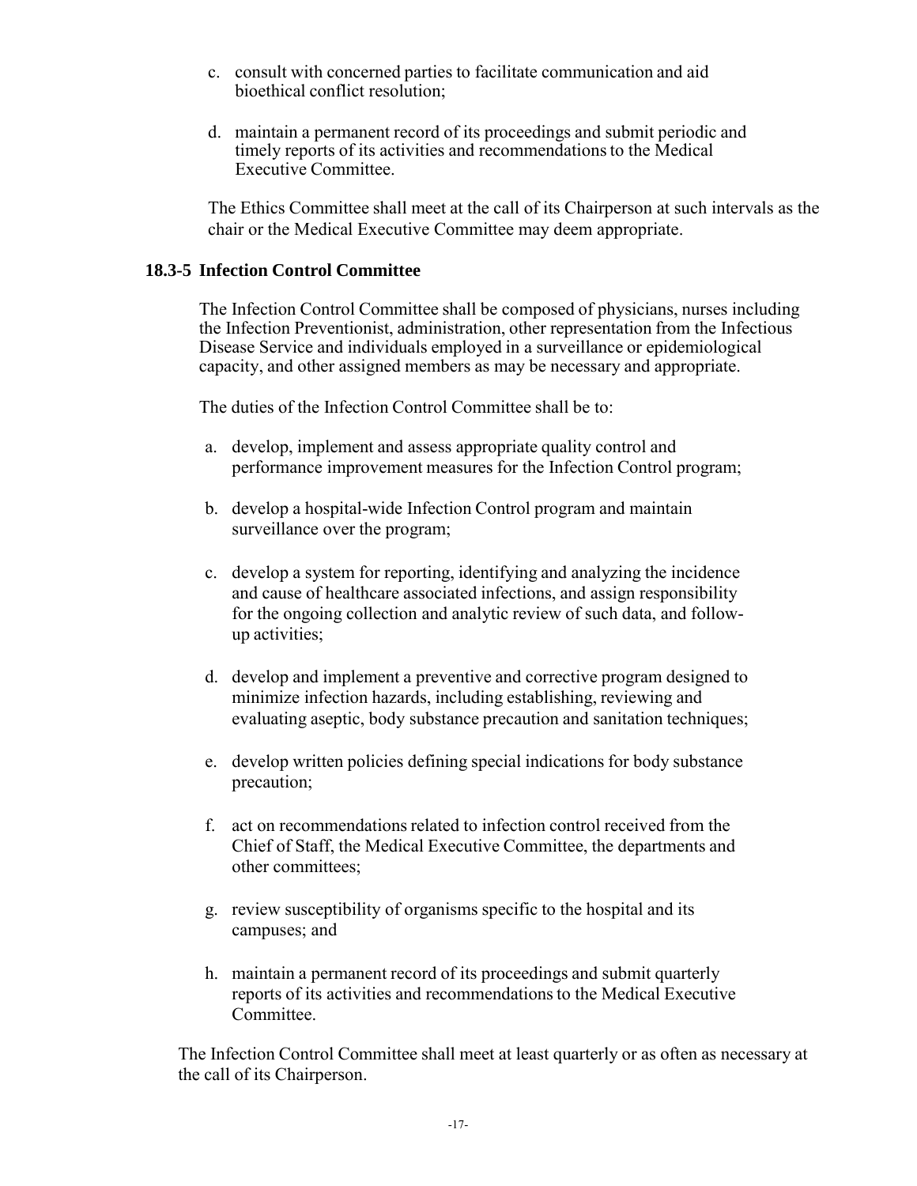c. consult with concerned parties to facilitate communication and aid bioethical conflict resolution;

d. maintain a permanent record of its proceedings and submit periodic and timely reports of its activities and recommendations to the Medical Executive Committee.

The Ethics Committee shall meet at the call of its Chairperson at such intervals as the chair or the Medical Executive Committee may deem appropriate.

### 18.3-5 Infection Control Committee

The Infection Control Committee shall be composed of physicians, nurses including the Infection Preventionist, administration, other representation from the Infectious Disease Service and individuals employed in a surveillance or epidemiological capacity, and other assigned members as may be necessary and appropriate.

The duties of the Infection Control Committee shall be to:

a. develop, implement and assess appropriate quality control and performance improvement measures for the Infection Control program;

b. develop a hospital-wide Infection Control program and maintain surveillance over the program;

c. develop a system for reporting, identifying and analyzing the incidence and cause of healthcare associated infections, and assign responsibility for the ongoing collection and analytic review of such data, and follow-up activities;

d. develop and implement a preventive and corrective program designed to minimize infection hazards, including establishing, reviewing and evaluating aseptic, body substance precaution and sanitation techniques;

e. develop written policies defining special indications for body substance precaution;

f. act on recommendations related to infection control received from the Chief of Staff, the Medical Executive Committee, the departments and other committees;

g. review susceptibility of organisms specific to the hospital and its campuses; and

h. maintain a permanent record of its proceedings and submit quarterly reports of its activities and recommendations to the Medical Executive Committee.

The Infection Control Committee shall meet at least quarterly or as often as necessary at the call of its Chairperson.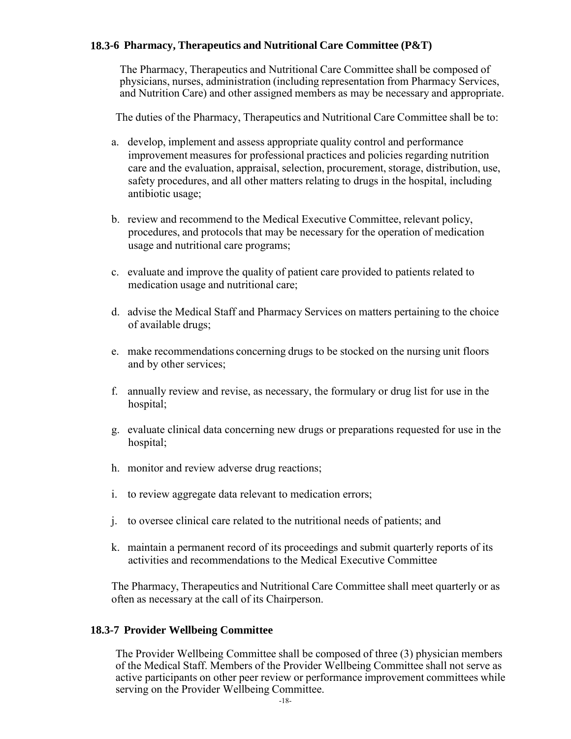### 18.3-6 Pharmacy, Therapeutics and Nutritional Care Committee (P&T)

The Pharmacy, Therapeutics and Nutritional Care Committee shall be composed of physicians, nurses, administration (including representation from Pharmacy Services, and Nutrition Care) and other assigned members as may be necessary and appropriate.

The duties of the Pharmacy, Therapeutics and Nutritional Care Committee shall be to:

a. develop, implement and assess appropriate quality control and performance improvement measures for professional practices and policies regarding nutrition care and the evaluation, appraisal, selection, procurement, storage, distribution, use, safety procedures, and all other matters relating to drugs in the hospital, including antibiotic usage;

b. review and recommend to the Medical Executive Committee, relevant policy, procedures, and protocols that may be necessary for the operation of medication usage and nutritional care programs;

c. evaluate and improve the quality of patient care provided to patients related to medication usage and nutritional care;

d. advise the Medical Staff and Pharmacy Services on matters pertaining to the choice of available drugs;

e. make recommendations concerning drugs to be stocked on the nursing unit floors and by other services;

f. annually review and revise, as necessary, the formulary or drug list for use in the hospital;

g. evaluate clinical data concerning new drugs or preparations requested for use in the hospital;

h. monitor and review adverse drug reactions;

i. to review aggregate data relevant to medication errors;

j. to oversee clinical care related to the nutritional needs of patients; and

k. maintain a permanent record of its proceedings and submit quarterly reports of its activities and recommendations to the Medical Executive Committee

The Pharmacy, Therapeutics and Nutritional Care Committee shall meet quarterly or as often as necessary at the call of its Chairperson.

### 18.3-7 Provider Wellbeing Committee

The Provider Wellbeing Committee shall be composed of three (3) physician members of the Medical Staff. Members of the Provider Wellbeing Committee shall not serve as active participants on other peer review or performance improvement committees while serving on the Provider Wellbeing Committee.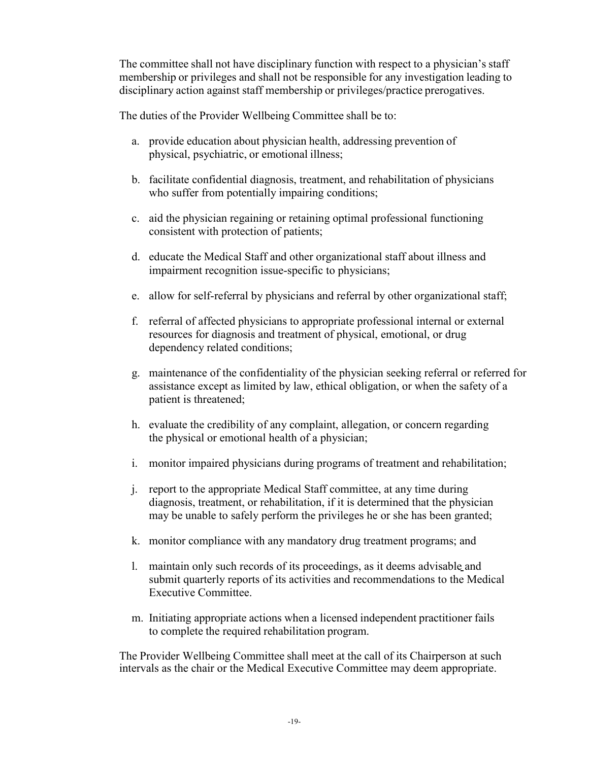The committee shall not have disciplinary function with respect to a physician's staff membership or privileges and shall not be responsible for any investigation leading to disciplinary action against staff membership or privileges/practice prerogatives.

The duties of the Provider Wellbeing Committee shall be to:

a. provide education about physician health, addressing prevention of physical, psychiatric, or emotional illness;

b. facilitate confidential diagnosis, treatment, and rehabilitation of physicians who suffer from potentially impairing conditions;

c. aid the physician regaining or retaining optimal professional functioning consistent with protection of patients;

d. educate the Medical Staff and other organizational staff about illness and impairment recognition issue-specific to physicians;

e. allow for self-referral by physicians and referral by other organizational staff;

f. referral of affected physicians to appropriate professional internal or external resources for diagnosis and treatment of physical, emotional, or drug dependency related conditions;

g. maintenance of the confidentiality of the physician seeking referral or referred for assistance except as limited by law, ethical obligation, or when the safety of a patient is threatened;

h. evaluate the credibility of any complaint, allegation, or concern regarding the physical or emotional health of a physician;

i. monitor impaired physicians during programs of treatment and rehabilitation;

j. report to the appropriate Medical Staff committee, at any time during diagnosis, treatment, or rehabilitation, if it is determined that the physician may be unable to safely perform the privileges he or she has been granted;

k. monitor compliance with any mandatory drug treatment programs; and

l. maintain only such records of its proceedings, as it deems advisable and submit quarterly reports of its activities and recommendations to the Medical Executive Committee.

m. Initiating appropriate actions when a licensed independent practitioner fails to complete the required rehabilitation program.

The Provider Wellbeing Committee shall meet at the call of its Chairperson at such intervals as the chair or the Medical Executive Committee may deem appropriate.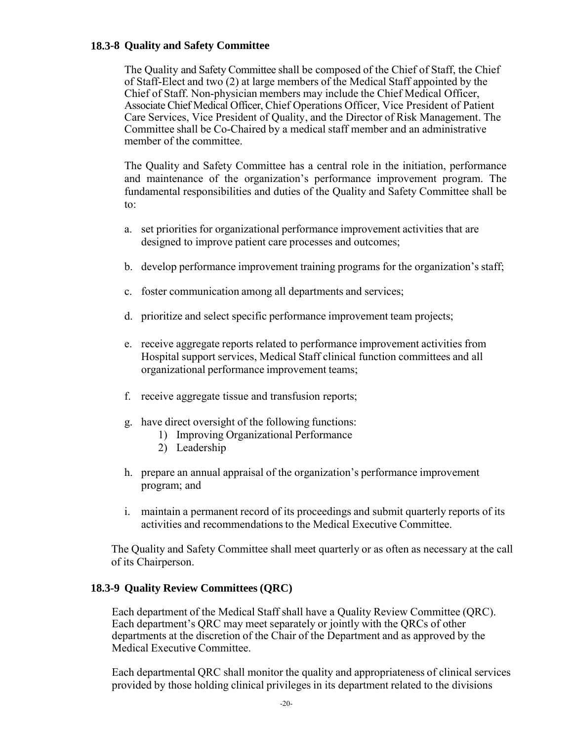### 18.3-8 Quality and Safety Committee

The Quality and Safety Committee shall be composed of the Chief of Staff, the Chief of Staff-Elect and two (2) at large members of the Medical Staff appointed by the Chief of Staff. Non-physician members may include the Chief Medical Officer, Associate Chief Medical Officer, Chief Operations Officer, Vice President of Patient Care Services, Vice President of Quality, and the Director of Risk Management. The Committee shall be Co-Chaired by a medical staff member and an administrative member of the committee.

The Quality and Safety Committee has a central role in the initiation, performance and maintenance of the organization's performance improvement program. The fundamental responsibilities and duties of the Quality and Safety Committee shall be to:

a. set priorities for organizational performance improvement activities that are designed to improve patient care processes and outcomes;

b. develop performance improvement training programs for the organization's staff;

c. foster communication among all departments and services;

d. prioritize and select specific performance improvement team projects;

e. receive aggregate reports related to performance improvement activities from Hospital support services, Medical Staff clinical function committees and all organizational performance improvement teams;

f. receive aggregate tissue and transfusion reports;

g. have direct oversight of the following functions:
   1) Improving Organizational Performance
   2) Leadership

h. prepare an annual appraisal of the organization's performance improvement program; and

i. maintain a permanent record of its proceedings and submit quarterly reports of its activities and recommendations to the Medical Executive Committee.

The Quality and Safety Committee shall meet quarterly or as often as necessary at the call of its Chairperson.

### 18.3-9 Quality Review Committees (QRC)

Each department of the Medical Staff shall have a Quality Review Committee (QRC). Each department's QRC may meet separately or jointly with the QRCs of other departments at the discretion of the Chair of the Department and as approved by the Medical Executive Committee.

Each departmental QRC shall monitor the quality and appropriateness of clinical services provided by those holding clinical privileges in its department related to the divisions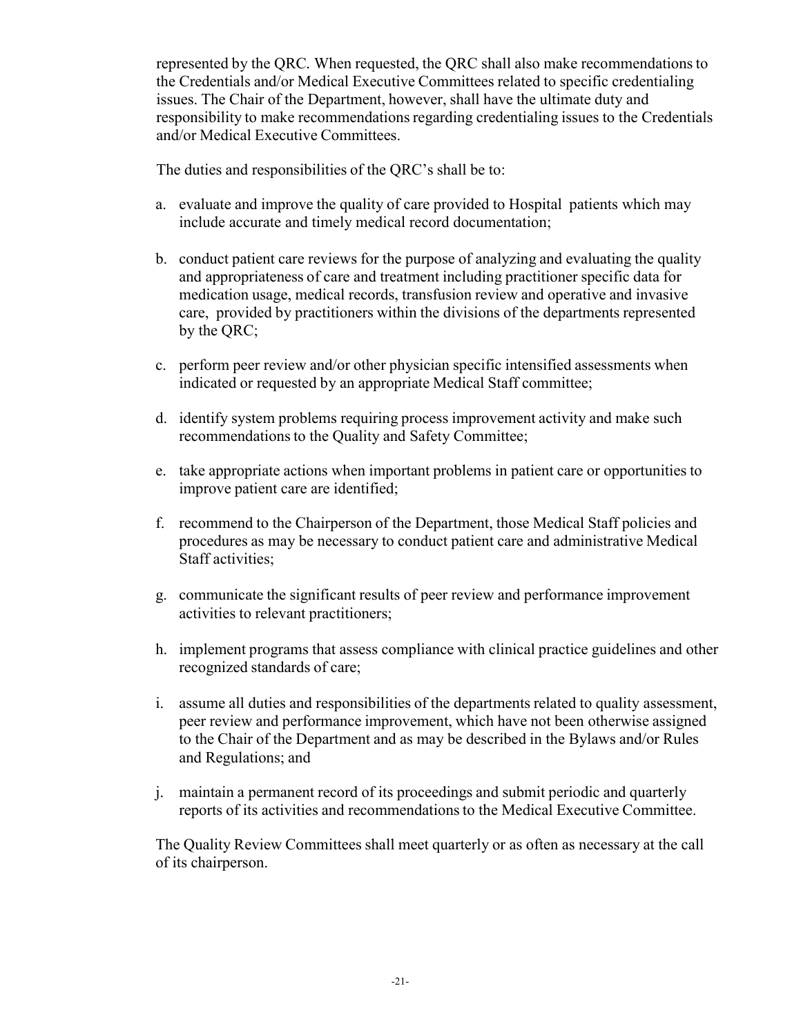represented by the QRC. When requested, the QRC shall also make recommendations to the Credentials and/or Medical Executive Committees related to specific credentialing issues. The Chair of the Department, however, shall have the ultimate duty and responsibility to make recommendations regarding credentialing issues to the Credentials and/or Medical Executive Committees.

The duties and responsibilities of the QRC's shall be to:

a. evaluate and improve the quality of care provided to Hospital patients which may include accurate and timely medical record documentation;

b. conduct patient care reviews for the purpose of analyzing and evaluating the quality and appropriateness of care and treatment including practitioner specific data for medication usage, medical records, transfusion review and operative and invasive care, provided by practitioners within the divisions of the departments represented by the QRC;

c. perform peer review and/or other physician specific intensified assessments when indicated or requested by an appropriate Medical Staff committee;

d. identify system problems requiring process improvement activity and make such recommendations to the Quality and Safety Committee;

e. take appropriate actions when important problems in patient care or opportunities to improve patient care are identified;

f. recommend to the Chairperson of the Department, those Medical Staff policies and procedures as may be necessary to conduct patient care and administrative Medical Staff activities;

g. communicate the significant results of peer review and performance improvement activities to relevant practitioners;

h. implement programs that assess compliance with clinical practice guidelines and other recognized standards of care;

i. assume all duties and responsibilities of the departments related to quality assessment, peer review and performance improvement, which have not been otherwise assigned to the Chair of the Department and as may be described in the Bylaws and/or Rules and Regulations; and

j. maintain a permanent record of its proceedings and submit periodic and quarterly reports of its activities and recommendations to the Medical Executive Committee.

The Quality Review Committees shall meet quarterly or as often as necessary at the call of its chairperson.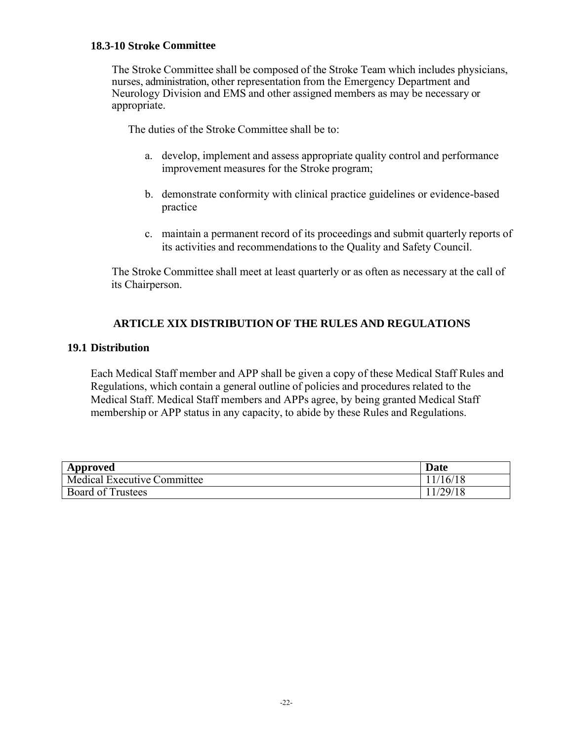### 18.3-10 Stroke Committee

The Stroke Committee shall be composed of the Stroke Team which includes physicians, nurses, administration, other representation from the Emergency Department and Neurology Division and EMS and other assigned members as may be necessary or appropriate.

The duties of the Stroke Committee shall be to:

a. develop, implement and assess appropriate quality control and performance improvement measures for the Stroke program;

b. demonstrate conformity with clinical practice guidelines or evidence-based practice

c. maintain a permanent record of its proceedings and submit quarterly reports of its activities and recommendations to the Quality and Safety Council.

The Stroke Committee shall meet at least quarterly or as often as necessary at the call of its Chairperson.

## ARTICLE XIX DISTRIBUTION OF THE RULES AND REGULATIONS

### 19.1 Distribution

Each Medical Staff member and APP shall be given a copy of these Medical Staff Rules and Regulations, which contain a general outline of policies and procedures related to the Medical Staff. Medical Staff members and APPs agree, by being granted Medical Staff membership or APP status in any capacity, to abide by these Rules and Regulations.

| **Approved** | **Date** |
| --- | --- |
| Medical Executive Committee | 11/16/18 |
| Board of Trustees | 11/29/18 |